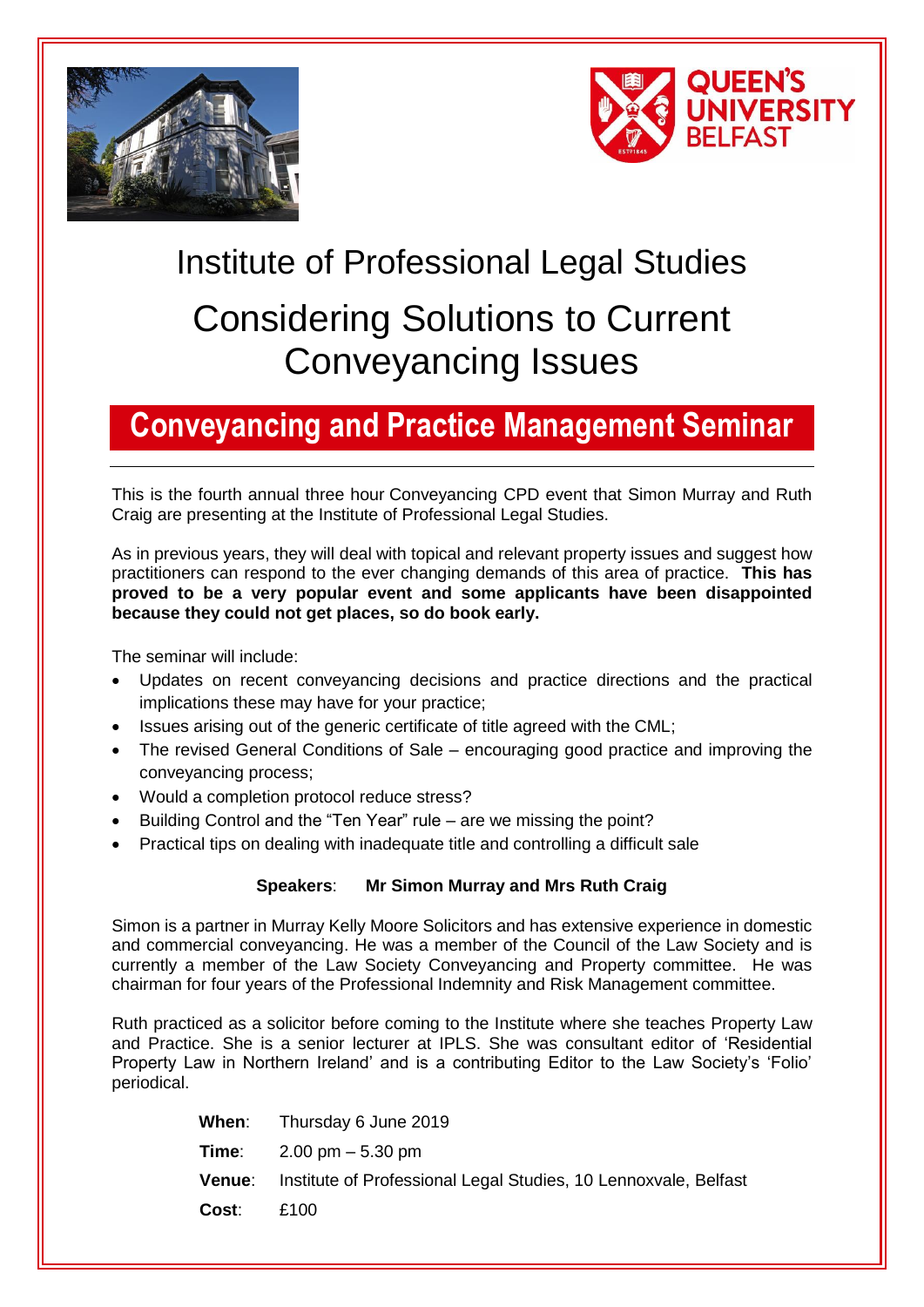# Institute of Professional Legal Studies

# Considering Solutions to Current Conveyancing Issues

## Conveyancing and Practice Management Seminar

This is the fourth annual three hour Conveyancing CPD event that Simon Murray and Ruth Craig are presenting at the Institute of Professional Legal Studies.

As in previous years, they will deal with topical and relevant property issues and suggest how practitioners can respond to the ever changing demands of this area of practice. **This has proved to be a very popular event and some applicants have been disappointed because they could not get places, so do book early.**

The seminar will include:

- Updates on recent conveyancing decisions and practice directions and the practical implications these may have for your practice;
- Issues arising out of the generic certificate of title agreed with the CML;
- The revised General Conditions of Sale – encouraging good practice and improving the conveyancing process;
- Would a completion protocol reduce stress?
- Building Control and the "Ten Year" rule – are we missing the point?
- Practical tips on dealing with inadequate title and controlling a difficult sale

**Speakers**: **Mr Simon Murray and Mrs Ruth Craig**

Simon is a partner in Murray Kelly Moore Solicitors and has extensive experience in domestic and commercial conveyancing. He was a member of the Council of the Law Society and is currently a member of the Law Society Conveyancing and Property committee. He was chairman for four years of the Professional Indemnity and Risk Management committee.

Ruth practiced as a solicitor before coming to the Institute where she teaches Property Law and Practice. She is a senior lecturer at IPLS. She was consultant editor of 'Residential Property Law in Northern Ireland' and is a contributing Editor to the Law Society's 'Folio' periodical.

**When**: Thursday 6 June 2019

**Time**: 2.00 pm – 5.30 pm

**Venue**: Institute of Professional Legal Studies, 10 Lennoxvale, Belfast

**Cost**: £100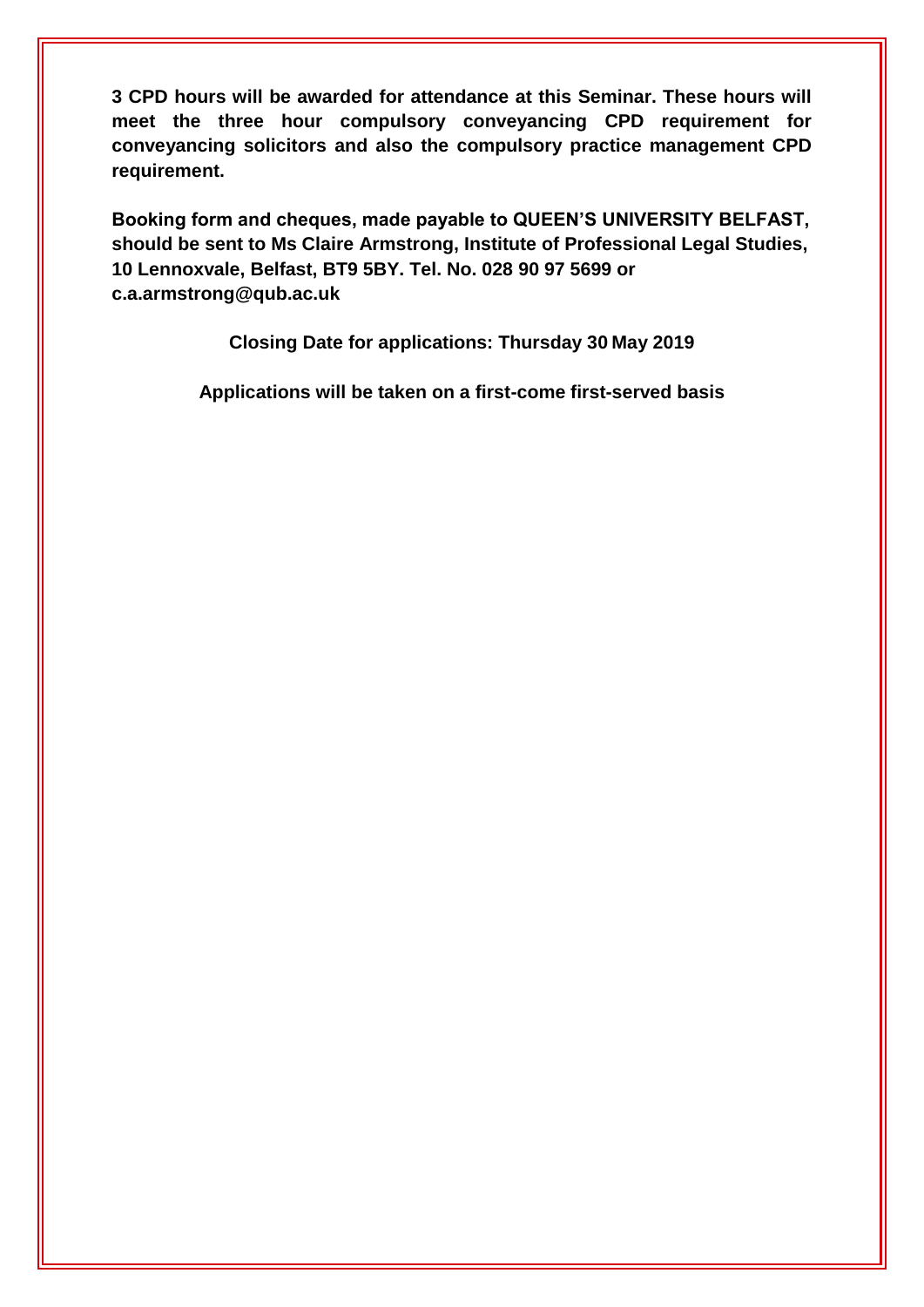**3 CPD hours will be awarded for attendance at this Seminar. These hours will meet the three hour compulsory conveyancing CPD requirement for conveyancing solicitors and also the compulsory practice management CPD requirement.**

**Booking form and cheques, made payable to QUEEN'S UNIVERSITY BELFAST, should be sent to Ms Claire Armstrong, Institute of Professional Legal Studies, 10 Lennoxvale, Belfast, BT9 5BY. Tel. No. 028 90 97 5699 or c.a.armstrong@qub.ac.uk**

**Closing Date for applications: Thursday 30 May 2019**

**Applications will be taken on a first-come first-served basis**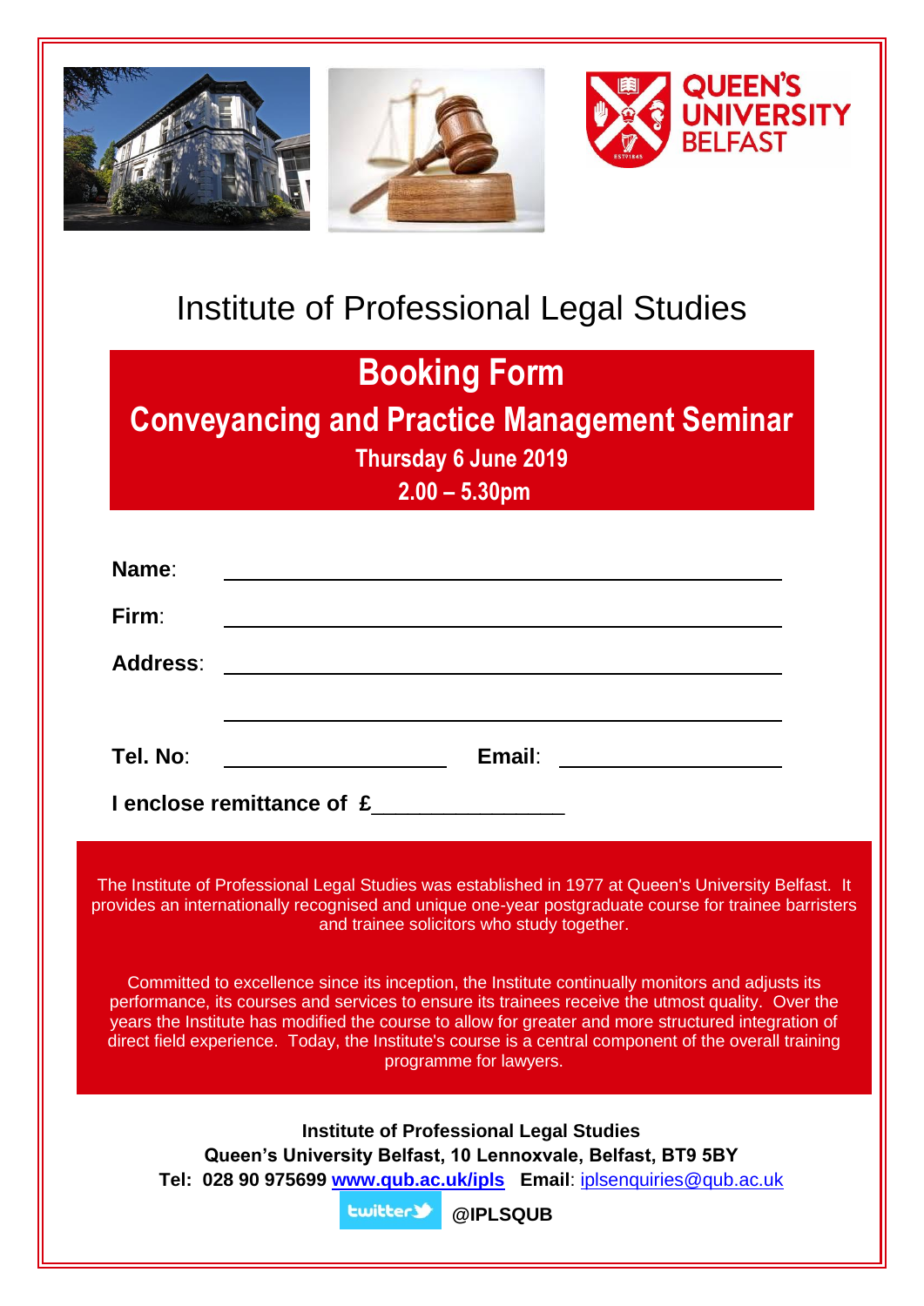# Institute of Professional Legal Studies

## Booking Form

## Conveyancing and Practice Management Seminar

**Thursday 6 June 2019**

**2.00 – 5.30pm**

**Name**: ______________________________________________

**Firm**: ______________________________________________

**Address**: ______________________________________________

______________________________________________

**Tel. No**: ____________________ **Email**: ____________________

**I enclose remittance of £**_______________

The Institute of Professional Legal Studies was established in 1977 at Queen's University Belfast. It provides an internationally recognised and unique one-year postgraduate course for trainee barristers and trainee solicitors who study together.

Committed to excellence since its inception, the Institute continually monitors and adjusts its performance, its courses and services to ensure its trainees receive the utmost quality. Over the years the Institute has modified the course to allow for greater and more structured integration of direct field experience. Today, the Institute's course is a central component of the overall training programme for lawyers.

**Institute of Professional Legal Studies**
**Queen's University Belfast, 10 Lennoxvale, Belfast, BT9 5BY**
**Tel: 028 90 975699 [www.qub.ac.uk/ipls](www.qub.ac.uk/ipls) Email**: [iplsenquiries@qub.ac.uk](mailto:iplsenquiries@qub.ac.uk)

twitter **@IPLSQUB**